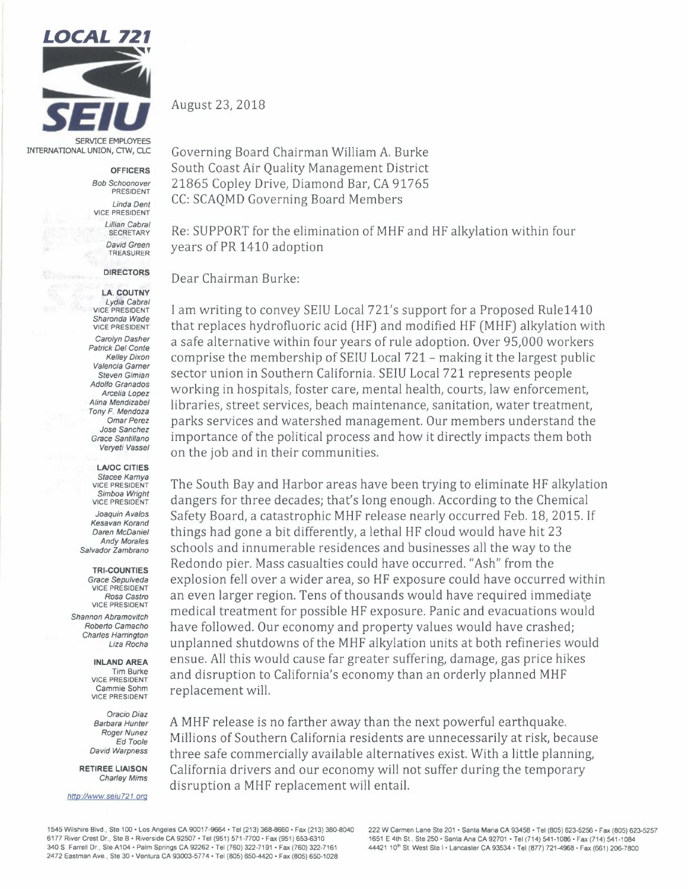**LOCAL 721**

**SEIU**

SERVICE EMPLOYEES INTERNATIONAL UNION, CTW, CLC

**OFFICERS**

*Bob Schoonover* PRESIDENT
*Linda Dent* VICE PRESIDENT
*Lillian Cabral* SECRETARY
*David Green* TREASURER

**DIRECTORS**

**LA. COUTNY**
*Lydia Cabral* VICE PRESIDENT
*Sharonda Wade* VICE PRESIDENT
*Carolyn Dasher*
*Patrick Del Conte*
*Kelley Dixon*
*Valencia Garner*
*Steven Gimian*
*Adolfo Granados*
*Arcelia Lopez*
*Alina Mendizabel*
*Tony F. Mendoza*
*Omar Perez*
*Jose Sanchez*
*Grace Santillano*
*Veryeti Vassel*

**LA/OC CITIES**
*Stacee Kamya* VICE PRESIDENT
*Simboa Wright* VICE PRESIDENT
*Joaquin Avalos*
*Kesavan Korand*
*Daren McDaniel*
*Andy Morales*
*Salvador Zambrano*

**TRI-COUNTIES**
*Grace Sepulveda* VICE PRESIDENT
*Rosa Castro* VICE PRESIDENT
*Shannon Abramovitch*
*Roberto Camacho*
*Charles Harrington*
*Liza Rocha*

**INLAND AREA**
*Tim Burke* VICE PRESIDENT
*Cammie Sohm* VICE PRESIDENT
*Oracio Diaz*
*Barbara Hunter*
*Roger Nunez*
*Ed Toole*
*David Warpness*

**RETIREE LIAISON**
*Charley Mims*

http://www.seiu721.org

August 23, 2018

Governing Board Chairman William A. Burke
South Coast Air Quality Management District
21865 Copley Drive, Diamond Bar, CA 91765
CC: SCAQMD Governing Board Members

Re: SUPPORT for the elimination of MHF and HF alkylation within four years of PR 1410 adoption

Dear Chairman Burke:

I am writing to convey SEIU Local 721's support for a Proposed Rule1410 that replaces hydrofluoric acid (HF) and modified HF (MHF) alkylation with a safe alternative within four years of rule adoption. Over 95,000 workers comprise the membership of SEIU Local 721 – making it the largest public sector union in Southern California. SEIU Local 721 represents people working in hospitals, foster care, mental health, courts, law enforcement, libraries, street services, beach maintenance, sanitation, water treatment, parks services and watershed management. Our members understand the importance of the political process and how it directly impacts them both on the job and in their communities.

The South Bay and Harbor areas have been trying to eliminate HF alkylation dangers for three decades; that's long enough. According to the Chemical Safety Board, a catastrophic MHF release nearly occurred Feb. 18, 2015. If things had gone a bit differently, a lethal HF cloud would have hit 23 schools and innumerable residences and businesses all the way to the Redondo pier. Mass casualties could have occurred. "Ash" from the explosion fell over a wider area, so HF exposure could have occurred within an even larger region. Tens of thousands would have required immediate medical treatment for possible HF exposure. Panic and evacuations would have followed. Our economy and property values would have crashed; unplanned shutdowns of the MHF alkylation units at both refineries would ensue. All this would cause far greater suffering, damage, gas price hikes and disruption to California's economy than an orderly planned MHF replacement will.

A MHF release is no farther away than the next powerful earthquake. Millions of Southern California residents are unnecessarily at risk, because three safe commercially available alternatives exist. With a little planning, California drivers and our economy will not suffer during the temporary disruption a MHF replacement will entail.

1545 Wilshire Blvd., Ste 100 • Los Angeles CA 90017-9664 • Tel (213) 368-8660 • Fax (213) 380-8040
6177 River Crest Dr., Ste B • Riverside CA 92507 • Tel (951) 571-7700 • Fax (951) 653-6310
340 S. Farrell Dr., Ste A104 • Palm Springs CA 92262 • Tel (760) 322-7191 • Fax (760) 322-7161
2472 Eastman Ave., Ste 30 • Ventura CA 93003-5774 • Tel (805) 650-4420 • Fax (805) 650-1028
222 W Carmen Lane Ste 201 • Santa Maria CA 93458 • Tel (805) 623-5256 • Fax (805) 623-5257
1651 E 4th St., Ste 250 • Santa Ana CA 92701 • Tel (714) 541-1086 • Fax (714) 541-1084
44421 10th St. West Ste I • Lancaster CA 93534 • Tel (877) 721-4968 • Fax (661) 206-7800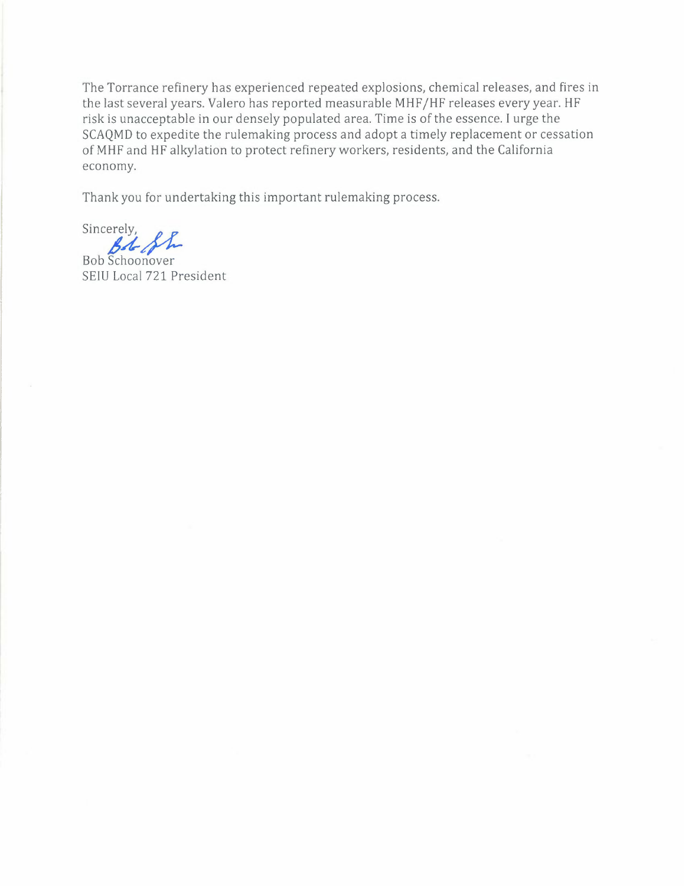The Torrance refinery has experienced repeated explosions, chemical releases, and fires in the last several years. Valero has reported measurable MHF/HF releases every year. HF risk is unacceptable in our densely populated area. Time is of the essence. I urge the SCAQMD to expedite the rulemaking process and adopt a timely replacement or cessation of MHF and HF alkylation to protect refinery workers, residents, and the California economy.

Thank you for undertaking this important rulemaking process.

Sincerely,

Bob Schoonover
SEIU Local 721 President